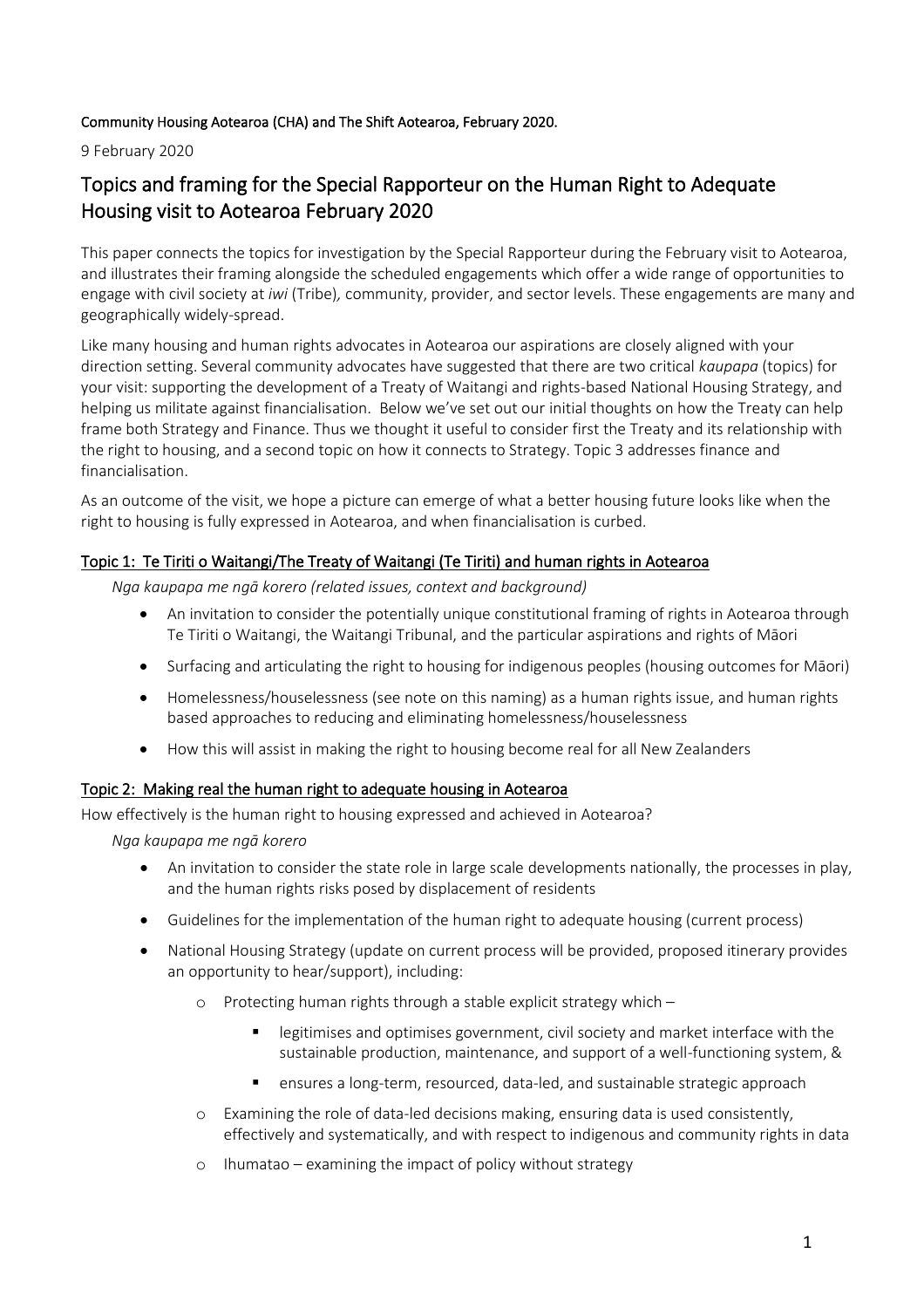Community Housing Aotearoa (CHA) and The Shift Aotearoa, February 2020.

9 February 2020

# Topics and framing for the Special Rapporteur on the Human Right to Adequate Housing visit to Aotearoa February 2020

This paper connects the topics for investigation by the Special Rapporteur during the February visit to Aotearoa, and illustrates their framing alongside the scheduled engagements which offer a wide range of opportunities to engage with civil society at *iwi* (Tribe), community, provider, and sector levels. These engagements are many and geographically widely-spread.

Like many housing and human rights advocates in Aotearoa our aspirations are closely aligned with your direction setting. Several community advocates have suggested that there are two critical *kaupapa* (topics) for your visit: supporting the development of a Treaty of Waitangi and rights-based National Housing Strategy, and helping us militate against financialisation. Below we've set out our initial thoughts on how the Treaty can help frame both Strategy and Finance. Thus we thought it useful to consider first the Treaty and its relationship with the right to housing, and a second topic on how it connects to Strategy. Topic 3 addresses finance and financialisation.

As an outcome of the visit, we hope a picture can emerge of what a better housing future looks like when the right to housing is fully expressed in Aotearoa, and when financialisation is curbed.

## Topic 1: Te Tiriti o Waitangi/The Treaty of Waitangi (Te Tiriti) and human rights in Aotearoa

*Nga kaupapa me ngā korero (related issues, context and background)*

- An invitation to consider the potentially unique constitutional framing of rights in Aotearoa through Te Tiriti o Waitangi, the Waitangi Tribunal, and the particular aspirations and rights of Māori
- Surfacing and articulating the right to housing for indigenous peoples (housing outcomes for Māori)
- Homelessness/houselessness (see note on this naming) as a human rights issue, and human rights based approaches to reducing and eliminating homelessness/houselessness
- How this will assist in making the right to housing become real for all New Zealanders

## Topic 2: Making real the human right to adequate housing in Aotearoa

How effectively is the human right to housing expressed and achieved in Aotearoa?

*Nga kaupapa me ngā korero*

- An invitation to consider the state role in large scale developments nationally, the processes in play, and the human rights risks posed by displacement of residents
- Guidelines for the implementation of the human right to adequate housing (current process)
- National Housing Strategy (update on current process will be provided, proposed itinerary provides an opportunity to hear/support), including:
  - Protecting human rights through a stable explicit strategy which –
    - legitimises and optimises government, civil society and market interface with the sustainable production, maintenance, and support of a well-functioning system, &
    - ensures a long-term, resourced, data-led, and sustainable strategic approach
  - Examining the role of data-led decisions making, ensuring data is used consistently, effectively and systematically, and with respect to indigenous and community rights in data
  - Ihumatao – examining the impact of policy without strategy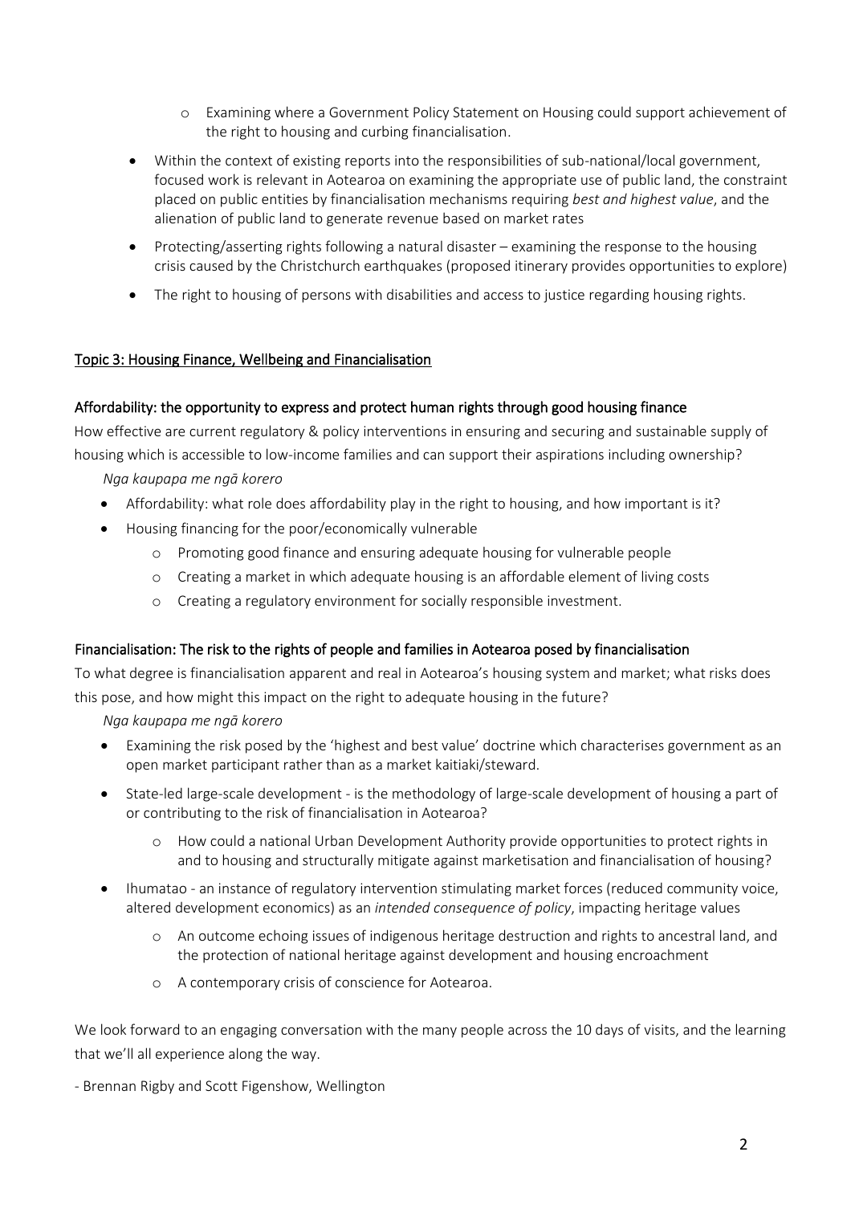- Examining where a Government Policy Statement on Housing could support achievement of the right to housing and curbing financialisation.

- Within the context of existing reports into the responsibilities of sub-national/local government, focused work is relevant in Aotearoa on examining the appropriate use of public land, the constraint placed on public entities by financialisation mechanisms requiring *best and highest value*, and the alienation of public land to generate revenue based on market rates
- Protecting/asserting rights following a natural disaster – examining the response to the housing crisis caused by the Christchurch earthquakes (proposed itinerary provides opportunities to explore)
- The right to housing of persons with disabilities and access to justice regarding housing rights.

## Topic 3: Housing Finance, Wellbeing and Financialisation

### Affordability: the opportunity to express and protect human rights through good housing finance

How effective are current regulatory & policy interventions in ensuring and securing and sustainable supply of housing which is accessible to low-income families and can support their aspirations including ownership?

*Nga kaupapa me ngā korero*

- Affordability: what role does affordability play in the right to housing, and how important is it?
- Housing financing for the poor/economically vulnerable
  - Promoting good finance and ensuring adequate housing for vulnerable people
  - Creating a market in which adequate housing is an affordable element of living costs
  - Creating a regulatory environment for socially responsible investment.

### Financialisation: The risk to the rights of people and families in Aotearoa posed by financialisation

To what degree is financialisation apparent and real in Aotearoa's housing system and market; what risks does this pose, and how might this impact on the right to adequate housing in the future?

*Nga kaupapa me ngā korero*

- Examining the risk posed by the 'highest and best value' doctrine which characterises government as an open market participant rather than as a market kaitiaki/steward.
- State-led large-scale development - is the methodology of large-scale development of housing a part of or contributing to the risk of financialisation in Aotearoa?
  - How could a national Urban Development Authority provide opportunities to protect rights in and to housing and structurally mitigate against marketisation and financialisation of housing?
- Ihumatao - an instance of regulatory intervention stimulating market forces (reduced community voice, altered development economics) as an *intended consequence of policy*, impacting heritage values
  - An outcome echoing issues of indigenous heritage destruction and rights to ancestral land, and the protection of national heritage against development and housing encroachment
  - A contemporary crisis of conscience for Aotearoa.

We look forward to an engaging conversation with the many people across the 10 days of visits, and the learning that we'll all experience along the way.

- Brennan Rigby and Scott Figenshow, Wellington